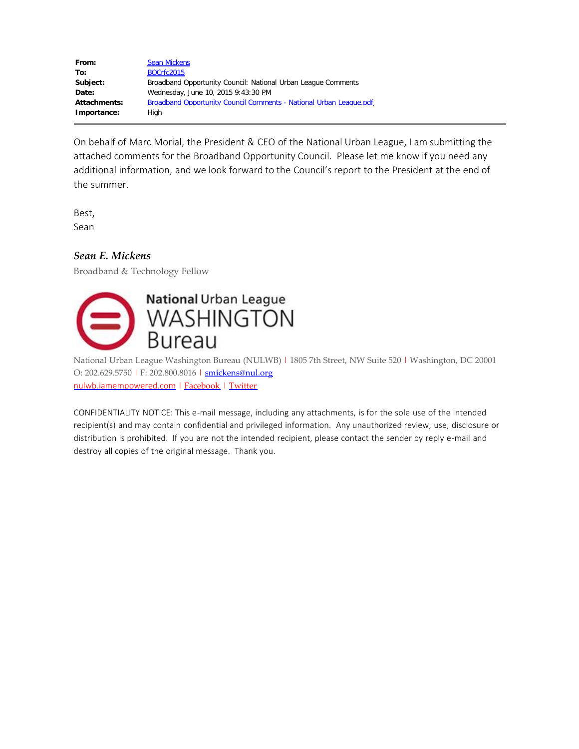| | |
|---|---|
| **From:** | Sean Mickens |
| **To:** | BOCrfc2015 |
| **Subject:** | Broadband Opportunity Council: National Urban League Comments |
| **Date:** | Wednesday, June 10, 2015 9:43:30 PM |
| **Attachments:** | Broadband Opportunity Council Comments - National Urban League.pdf |
| **Importance:** | High |

On behalf of Marc Morial, the President & CEO of the National Urban League, I am submitting the attached comments for the Broadband Opportunity Council. Please let me know if you need any additional information, and we look forward to the Council's report to the President at the end of the summer.

Best,
Sean

***Sean E. Mickens***

Broadband & Technology Fellow

**National** Urban League
WASHINGTON
Bureau

National Urban League Washington Bureau (NULWB) | 1805 7th Street, NW Suite 520 | Washington, DC 20001
O: 202.629.5750 | F: 202.800.8016 | smickens@nul.org
nulwb.iamempowered.com | Facebook | Twitter

CONFIDENTIALITY NOTICE: This e-mail message, including any attachments, is for the sole use of the intended recipient(s) and may contain confidential and privileged information. Any unauthorized review, use, disclosure or distribution is prohibited. If you are not the intended recipient, please contact the sender by reply e-mail and destroy all copies of the original message. Thank you.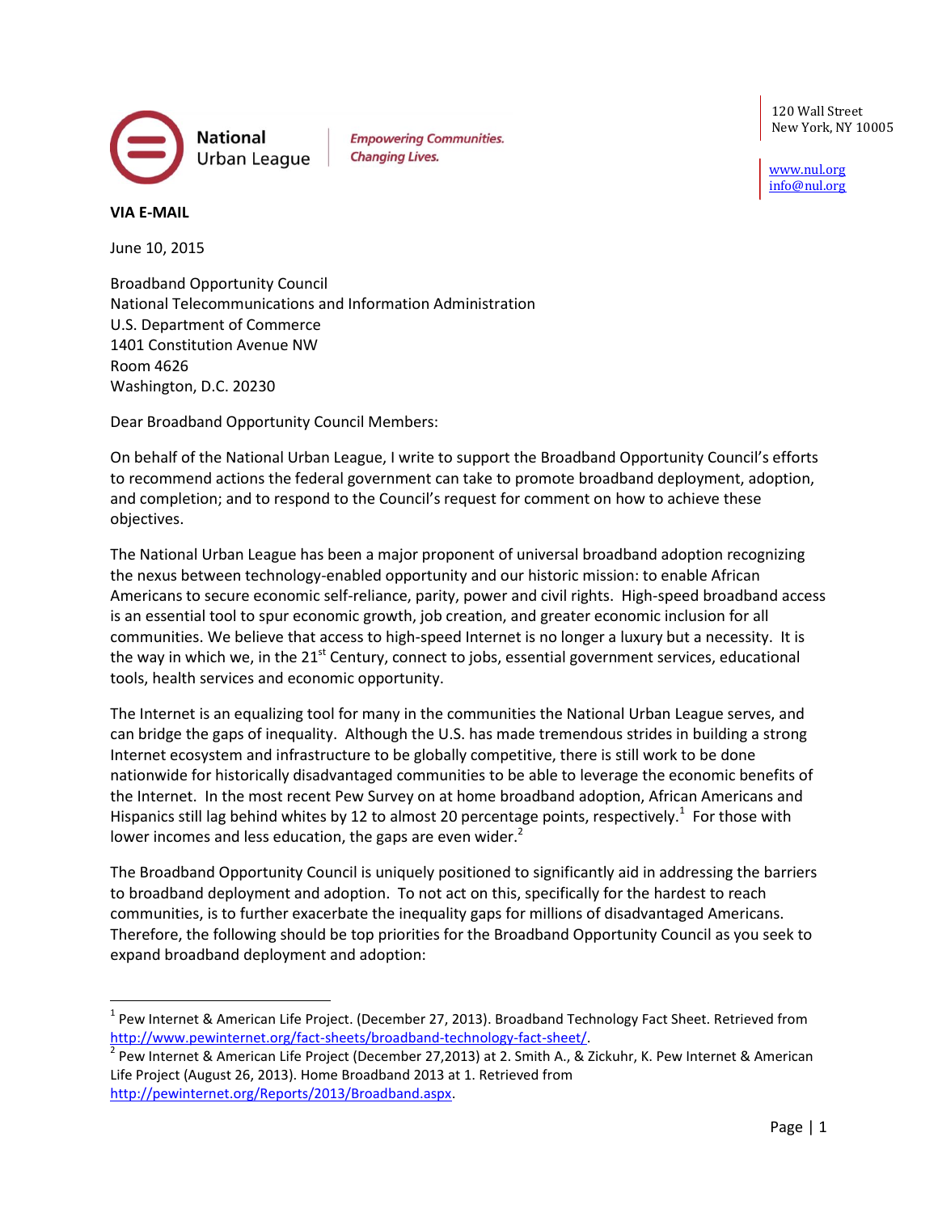**National Urban League** | *Empowering Communities. Changing Lives.*

120 Wall Street
New York, NY 10005

www.nul.org
info@nul.org

**VIA E-MAIL**

June 10, 2015

Broadband Opportunity Council
National Telecommunications and Information Administration
U.S. Department of Commerce
1401 Constitution Avenue NW
Room 4626
Washington, D.C. 20230

Dear Broadband Opportunity Council Members:

On behalf of the National Urban League, I write to support the Broadband Opportunity Council's efforts to recommend actions the federal government can take to promote broadband deployment, adoption, and completion; and to respond to the Council's request for comment on how to achieve these objectives.

The National Urban League has been a major proponent of universal broadband adoption recognizing the nexus between technology-enabled opportunity and our historic mission: to enable African Americans to secure economic self-reliance, parity, power and civil rights. High-speed broadband access is an essential tool to spur economic growth, job creation, and greater economic inclusion for all communities. We believe that access to high-speed Internet is no longer a luxury but a necessity. It is the way in which we, in the 21st Century, connect to jobs, essential government services, educational tools, health services and economic opportunity.

The Internet is an equalizing tool for many in the communities the National Urban League serves, and can bridge the gaps of inequality. Although the U.S. has made tremendous strides in building a strong Internet ecosystem and infrastructure to be globally competitive, there is still work to be done nationwide for historically disadvantaged communities to be able to leverage the economic benefits of the Internet. In the most recent Pew Survey on at home broadband adoption, African Americans and Hispanics still lag behind whites by 12 to almost 20 percentage points, respectively.[1] For those with lower incomes and less education, the gaps are even wider.[2]

The Broadband Opportunity Council is uniquely positioned to significantly aid in addressing the barriers to broadband deployment and adoption. To not act on this, specifically for the hardest to reach communities, is to further exacerbate the inequality gaps for millions of disadvantaged Americans. Therefore, the following should be top priorities for the Broadband Opportunity Council as you seek to expand broadband deployment and adoption:

---

[1] Pew Internet & American Life Project. (December 27, 2013). Broadband Technology Fact Sheet. Retrieved from http://www.pewinternet.org/fact-sheets/broadband-technology-fact-sheet/.

[2] Pew Internet & American Life Project (December 27,2013) at 2. Smith A., & Zickuhr, K. Pew Internet & American Life Project (August 26, 2013). Home Broadband 2013 at 1. Retrieved from http://pewinternet.org/Reports/2013/Broadband.aspx.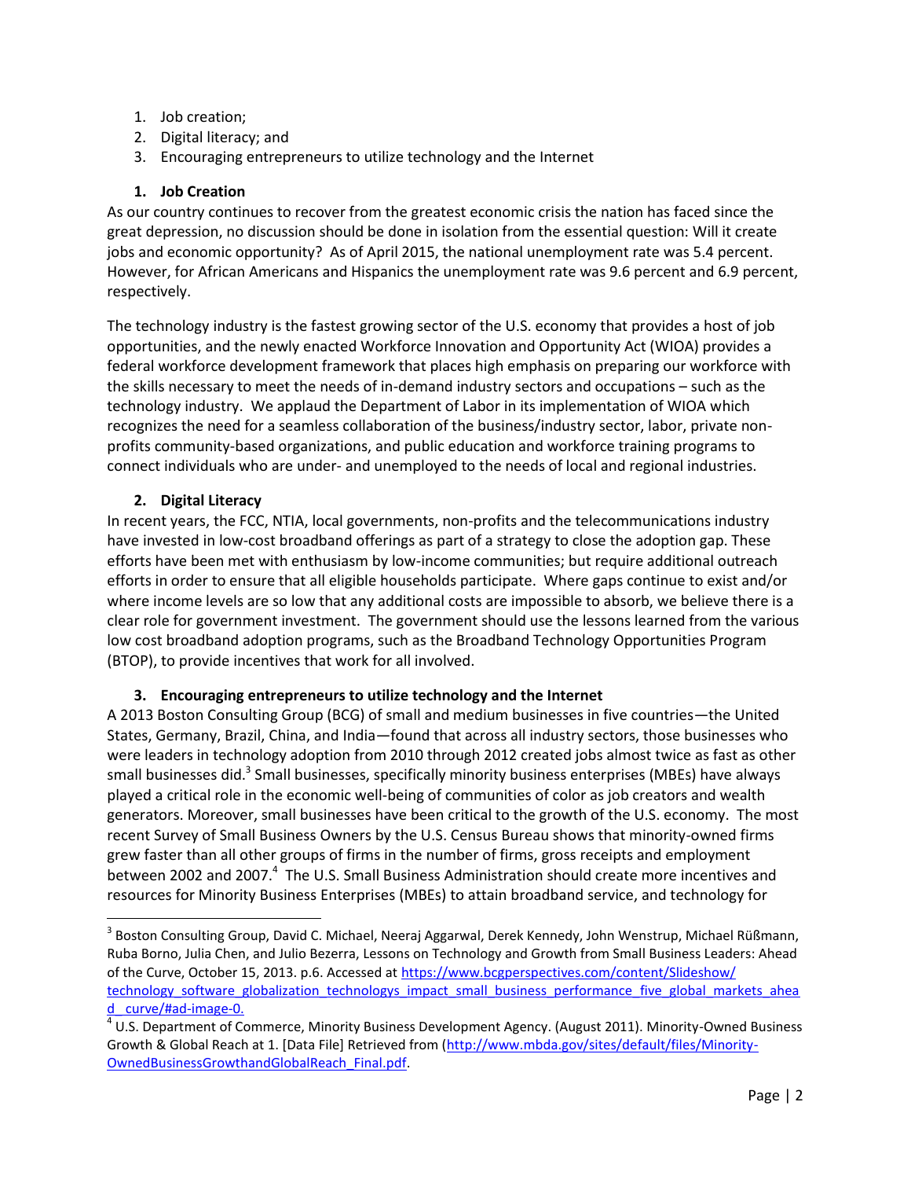1. Job creation;
2. Digital literacy; and
3. Encouraging entrepreneurs to utilize technology and the Internet

### 1. Job Creation

As our country continues to recover from the greatest economic crisis the nation has faced since the great depression, no discussion should be done in isolation from the essential question: Will it create jobs and economic opportunity? As of April 2015, the national unemployment rate was 5.4 percent. However, for African Americans and Hispanics the unemployment rate was 9.6 percent and 6.9 percent, respectively.

The technology industry is the fastest growing sector of the U.S. economy that provides a host of job opportunities, and the newly enacted Workforce Innovation and Opportunity Act (WIOA) provides a federal workforce development framework that places high emphasis on preparing our workforce with the skills necessary to meet the needs of in-demand industry sectors and occupations – such as the technology industry. We applaud the Department of Labor in its implementation of WIOA which recognizes the need for a seamless collaboration of the business/industry sector, labor, private non-profits community-based organizations, and public education and workforce training programs to connect individuals who are under- and unemployed to the needs of local and regional industries.

### 2. Digital Literacy

In recent years, the FCC, NTIA, local governments, non-profits and the telecommunications industry have invested in low-cost broadband offerings as part of a strategy to close the adoption gap. These efforts have been met with enthusiasm by low-income communities; but require additional outreach efforts in order to ensure that all eligible households participate. Where gaps continue to exist and/or where income levels are so low that any additional costs are impossible to absorb, we believe there is a clear role for government investment. The government should use the lessons learned from the various low cost broadband adoption programs, such as the Broadband Technology Opportunities Program (BTOP), to provide incentives that work for all involved.

### 3. Encouraging entrepreneurs to utilize technology and the Internet

A 2013 Boston Consulting Group (BCG) of small and medium businesses in five countries—the United States, Germany, Brazil, China, and India—found that across all industry sectors, those businesses who were leaders in technology adoption from 2010 through 2012 created jobs almost twice as fast as other small businesses did.[3] Small businesses, specifically minority business enterprises (MBEs) have always played a critical role in the economic well-being of communities of color as job creators and wealth generators. Moreover, small businesses have been critical to the growth of the U.S. economy. The most recent Survey of Small Business Owners by the U.S. Census Bureau shows that minority-owned firms grew faster than all other groups of firms in the number of firms, gross receipts and employment between 2002 and 2007.[4] The U.S. Small Business Administration should create more incentives and resources for Minority Business Enterprises (MBEs) to attain broadband service, and technology for

---

[3] Boston Consulting Group, David C. Michael, Neeraj Aggarwal, Derek Kennedy, John Wenstrup, Michael Rüßmann, Ruba Borno, Julia Chen, and Julio Bezerra, Lessons on Technology and Growth from Small Business Leaders: Ahead of the Curve, October 15, 2013. p.6. Accessed at https://www.bcgperspectives.com/content/Slideshow/technology_software_globalization_technologys_impact_small_business_performance_five_global_markets_ahead__curve/#ad-image-0.

[4] U.S. Department of Commerce, Minority Business Development Agency. (August 2011). Minority-Owned Business Growth & Global Reach at 1. [Data File] Retrieved from (http://www.mbda.gov/sites/default/files/Minority-OwnedBusinessGrowthandGlobalReach_Final.pdf.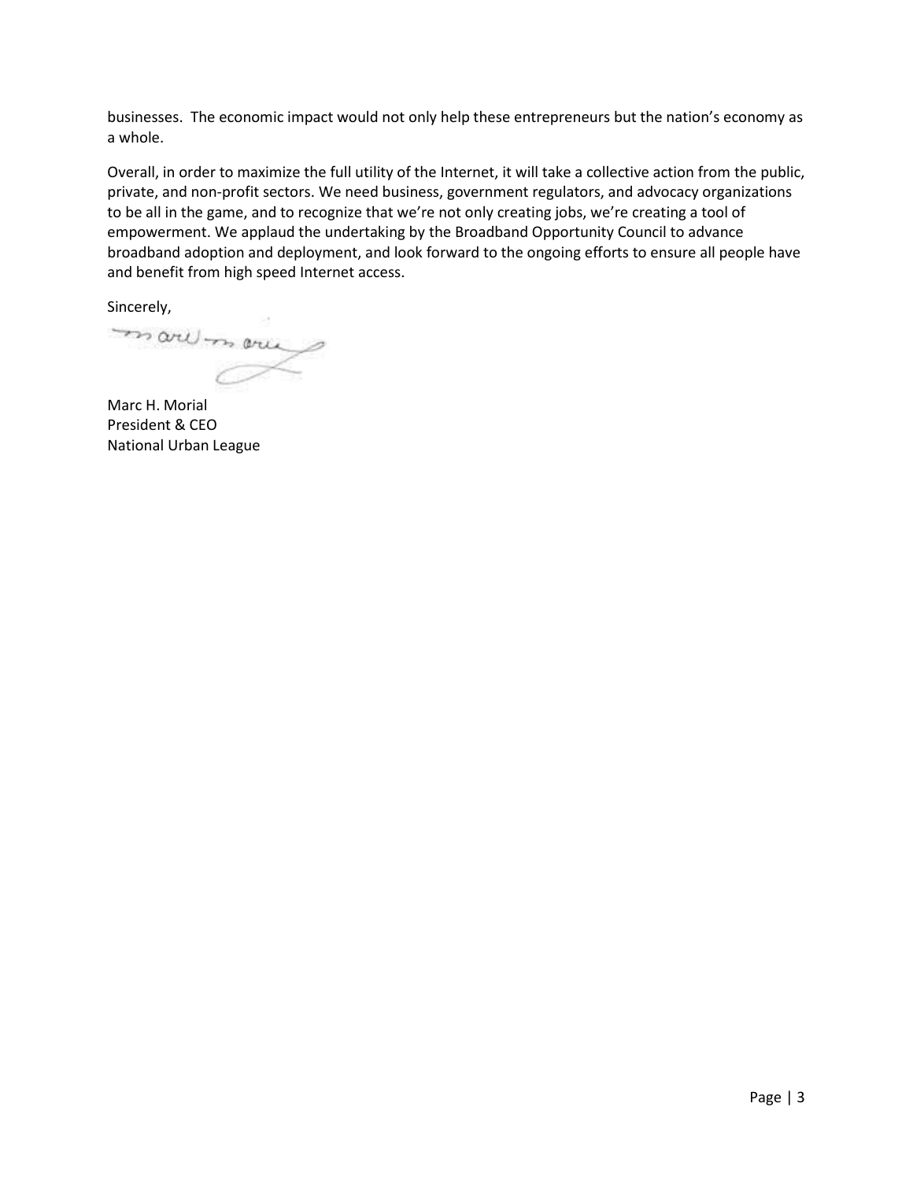businesses. The economic impact would not only help these entrepreneurs but the nation's economy as a whole.

Overall, in order to maximize the full utility of the Internet, it will take a collective action from the public, private, and non-profit sectors. We need business, government regulators, and advocacy organizations to be all in the game, and to recognize that we're not only creating jobs, we're creating a tool of empowerment. We applaud the undertaking by the Broadband Opportunity Council to advance broadband adoption and deployment, and look forward to the ongoing efforts to ensure all people have and benefit from high speed Internet access.

Sincerely,

Marc H. Morial
President & CEO
National Urban League